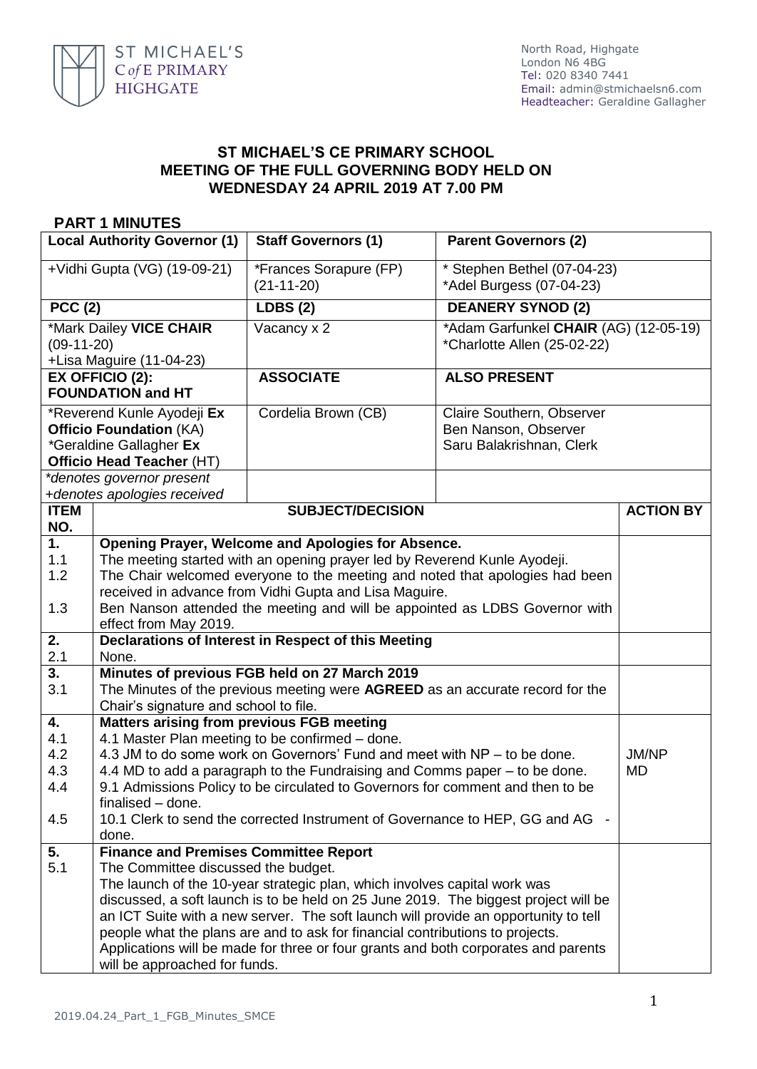ST MICHAEL'S C of E PRIMARY HIGHGATE

North Road, Highgate
London N6 4BG
Tel: 020 8340 7441
Email: admin@stmichaelsn6.com
Headteacher: Geraldine Gallagher

# ST MICHAEL'S CE PRIMARY SCHOOL
# MEETING OF THE FULL GOVERNING BODY HELD ON WEDNESDAY 24 APRIL 2019 AT 7.00 PM

## PART 1 MINUTES

| Local Authority Governor (1) | Staff Governors (1) | Parent Governors (2) |
|---|---|---|
| +Vidhi Gupta (VG) (19-09-21) | *Frances Sorapure (FP) (21-11-20) | * Stephen Bethel (07-04-23)<br>*Adel Burgess (07-04-23) |
| **PCC (2)** | **LDBS (2)** | **DEANERY SYNOD (2)** |
| *Mark Dailey **VICE CHAIR** (09-11-20)<br>+Lisa Maguire (11-04-23) | Vacancy x 2 | *Adam Garfunkel **CHAIR** (AG) (12-05-19)<br>*Charlotte Allen (25-02-22) |
| **EX OFFICIO (2): FOUNDATION and HT** | **ASSOCIATE** | **ALSO PRESENT** |
| *Reverend Kunle Ayodeji **Ex Officio Foundation** (KA)<br>*Geraldine Gallagher **Ex Officio Head Teacher** (HT) | Cordelia Brown (CB) | Claire Southern, Observer<br>Ben Nanson, Observer<br>Saru Balakrishnan, Clerk |
| *\*denotes governor present*<br>*+denotes apologies received* | | |

| ITEM NO. | SUBJECT/DECISION | ACTION BY |
|---|---|---|
| **1.** | **Opening Prayer, Welcome and Apologies for Absence.** | |
| 1.1 | The meeting started with an opening prayer led by Reverend Kunle Ayodeji. | |
| 1.2 | The Chair welcomed everyone to the meeting and noted that apologies had been received in advance from Vidhi Gupta and Lisa Maguire. | |
| 1.3 | Ben Nanson attended the meeting and will be appointed as LDBS Governor with effect from May 2019. | |
| **2.** | **Declarations of Interest in Respect of this Meeting** | |
| 2.1 | None. | |
| **3.** | **Minutes of previous FGB held on 27 March 2019** | |
| 3.1 | The Minutes of the previous meeting were **AGREED** as an accurate record for the Chair's signature and school to file. | |
| **4.** | **Matters arising from previous FGB meeting** | |
| 4.1 | 4.1 Master Plan meeting to be confirmed – done. | |
| 4.2 | 4.3 JM to do some work on Governors' Fund and meet with NP – to be done. | JM/NP |
| 4.3 | 4.4 MD to add a paragraph to the Fundraising and Comms paper – to be done. | MD |
| 4.4 | 9.1 Admissions Policy to be circulated to Governors for comment and then to be finalised – done. | |
| 4.5 | 10.1 Clerk to send the corrected Instrument of Governance to HEP, GG and AG - done. | |
| **5.** | **Finance and Premises Committee Report** | |
| 5.1 | The Committee discussed the budget.<br>The launch of the 10-year strategic plan, which involves capital work was discussed, a soft launch is to be held on 25 June 2019. The biggest project will be an ICT Suite with a new server. The soft launch will provide an opportunity to tell people what the plans are and to ask for financial contributions to projects.<br>Applications will be made for three or four grants and both corporates and parents will be approached for funds. | |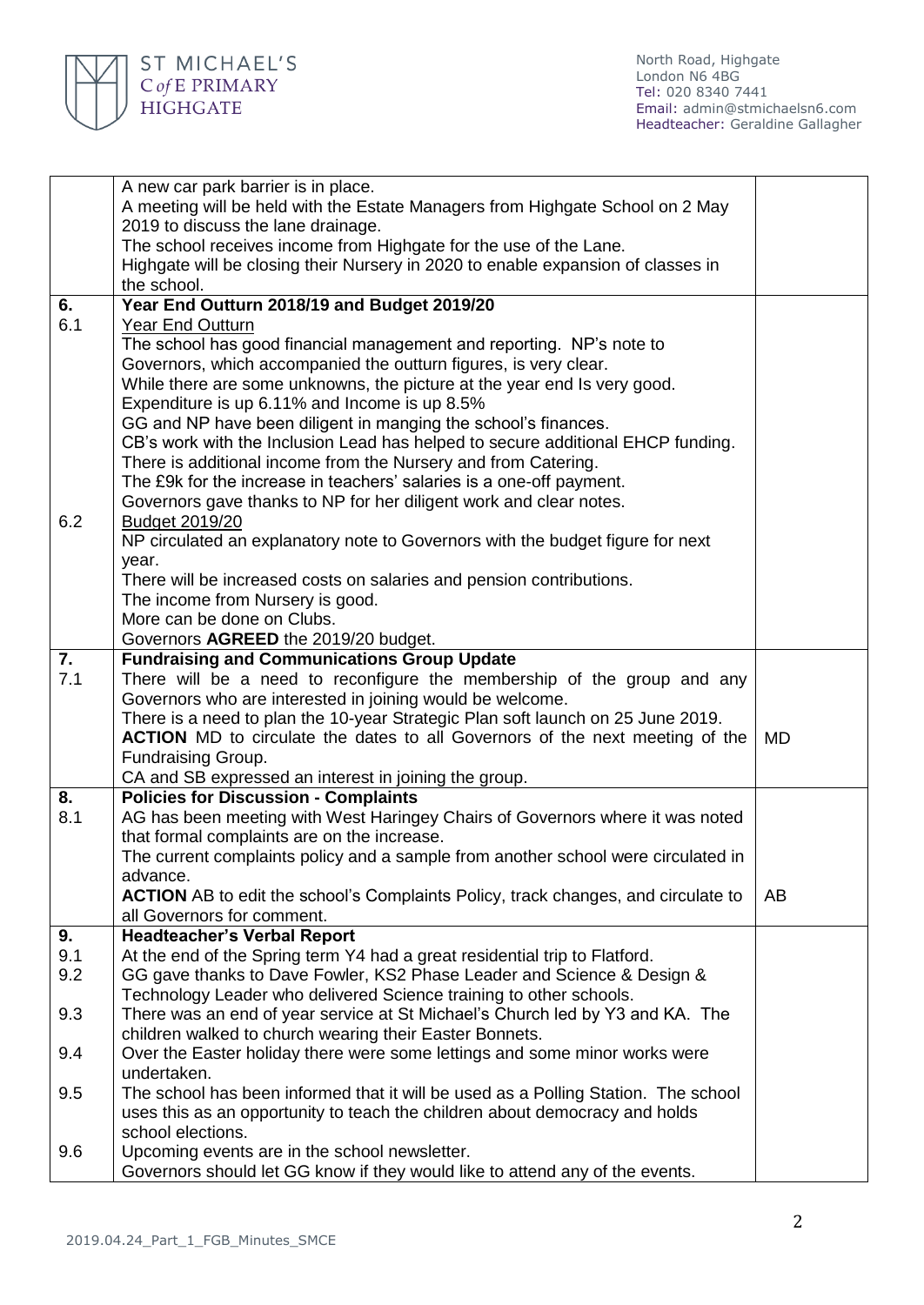| | | |
|---|---|---|
| | A new car park barrier is in place.<br>A meeting will be held with the Estate Managers from Highgate School on 2 May 2019 to discuss the lane drainage.<br>The school receives income from Highgate for the use of the Lane.<br>Highgate will be closing their Nursery in 2020 to enable expansion of classes in the school. | |
| **6.** | **Year End Outturn 2018/19 and Budget 2019/20** | |
| 6.1 | Year End Outturn<br>The school has good financial management and reporting. NP's note to Governors, which accompanied the outturn figures, is very clear.<br>While there are some unknowns, the picture at the year end Is very good.<br>Expenditure is up 6.11% and Income is up 8.5%<br>GG and NP have been diligent in manging the school's finances.<br>CB's work with the Inclusion Lead has helped to secure additional EHCP funding.<br>There is additional income from the Nursery and from Catering.<br>The £9k for the increase in teachers' salaries is a one-off payment.<br>Governors gave thanks to NP for her diligent work and clear notes. | |
| 6.2 | Budget 2019/20<br>NP circulated an explanatory note to Governors with the budget figure for next year.<br>There will be increased costs on salaries and pension contributions.<br>The income from Nursery is good.<br>More can be done on Clubs.<br>Governors **AGREED** the 2019/20 budget. | |
| **7.** | **Fundraising and Communications Group Update** | |
| 7.1 | There will be a need to reconfigure the membership of the group and any Governors who are interested in joining would be welcome.<br>There is a need to plan the 10-year Strategic Plan soft launch on 25 June 2019.<br>**ACTION** MD to circulate the dates to all Governors of the next meeting of the Fundraising Group.<br>CA and SB expressed an interest in joining the group. | MD |
| **8.** | **Policies for Discussion - Complaints** | |
| 8.1 | AG has been meeting with West Haringey Chairs of Governors where it was noted that formal complaints are on the increase.<br>The current complaints policy and a sample from another school were circulated in advance.<br>**ACTION** AB to edit the school's Complaints Policy, track changes, and circulate to all Governors for comment. | AB |
| **9.** | **Headteacher's Verbal Report** | |
| 9.1 | At the end of the Spring term Y4 had a great residential trip to Flatford. | |
| 9.2 | GG gave thanks to Dave Fowler, KS2 Phase Leader and Science & Design & Technology Leader who delivered Science training to other schools. | |
| 9.3 | There was an end of year service at St Michael's Church led by Y3 and KA. The children walked to church wearing their Easter Bonnets. | |
| 9.4 | Over the Easter holiday there were some lettings and some minor works were undertaken. | |
| 9.5 | The school has been informed that it will be used as a Polling Station. The school uses this as an opportunity to teach the children about democracy and holds school elections. | |
| 9.6 | Upcoming events are in the school newsletter.<br>Governors should let GG know if they would like to attend any of the events. | |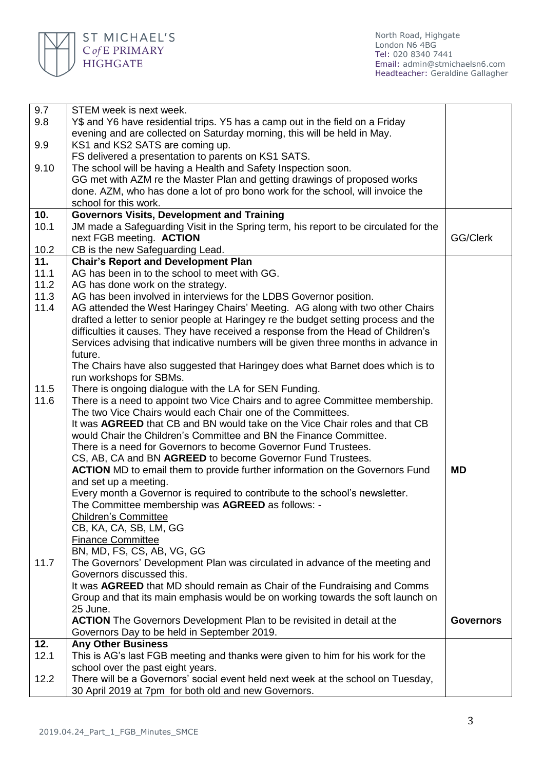| | | |
|---|---|---|
| 9.7 | STEM week is next week. | |
| 9.8 | Y$ and Y6 have residential trips. Y5 has a camp out in the field on a Friday evening and are collected on Saturday morning, this will be held in May. | |
| 9.9 | KS1 and KS2 SATS are coming up.<br>FS delivered a presentation to parents on KS1 SATS. | |
| 9.10 | The school will be having a Health and Safety Inspection soon.<br>GG met with AZM re the Master Plan and getting drawings of proposed works done. AZM, who has done a lot of pro bono work for the school, will invoice the school for this work. | |
| **10.** | **Governors Visits, Development and Training** | |
| 10.1 | JM made a Safeguarding Visit in the Spring term, his report to be circulated for the next FGB meeting. **ACTION** | GG/Clerk |
| 10.2 | CB is the new Safeguarding Lead. | |
| **11.** | **Chair's Report and Development Plan** | |
| 11.1 | AG has been in to the school to meet with GG. | |
| 11.2 | AG has done work on the strategy. | |
| 11.3 | AG has been involved in interviews for the LDBS Governor position. | |
| 11.4 | AG attended the West Haringey Chairs' Meeting. AG along with two other Chairs drafted a letter to senior people at Haringey re the budget setting process and the difficulties it causes. They have received a response from the Head of Children's Services advising that indicative numbers will be given three months in advance in future.<br>The Chairs have also suggested that Haringey does what Barnet does which is to run workshops for SBMs. | |
| 11.5 | There is ongoing dialogue with the LA for SEN Funding. | |
| 11.6 | There is a need to appoint two Vice Chairs and to agree Committee membership. The two Vice Chairs would each Chair one of the Committees.<br>It was **AGREED** that CB and BN would take on the Vice Chair roles and that CB would Chair the Children's Committee and BN the Finance Committee.<br>There is a need for Governors to become Governor Fund Trustees.<br>CS, AB, CA and BN **AGREED** to become Governor Fund Trustees.<br>**ACTION** MD to email them to provide further information on the Governors Fund and set up a meeting.<br>Every month a Governor is required to contribute to the school's newsletter.<br>The Committee membership was **AGREED** as follows: -<br><u>Children's Committee</u><br>CB, KA, CA, SB, LM, GG<br><u>Finance Committee</u><br>BN, MD, FS, CS, AB, VG, GG | **MD** |
| 11.7 | The Governors' Development Plan was circulated in advance of the meeting and Governors discussed this.<br>It was **AGREED** that MD should remain as Chair of the Fundraising and Comms Group and that its main emphasis would be on working towards the soft launch on 25 June.<br>**ACTION** The Governors Development Plan to be revisited in detail at the Governors Day to be held in September 2019. | **Governors** |
| **12.** | **Any Other Business** | |
| 12.1 | This is AG's last FGB meeting and thanks were given to him for his work for the school over the past eight years. | |
| 12.2 | There will be a Governors' social event held next week at the school on Tuesday, 30 April 2019 at 7pm for both old and new Governors. | |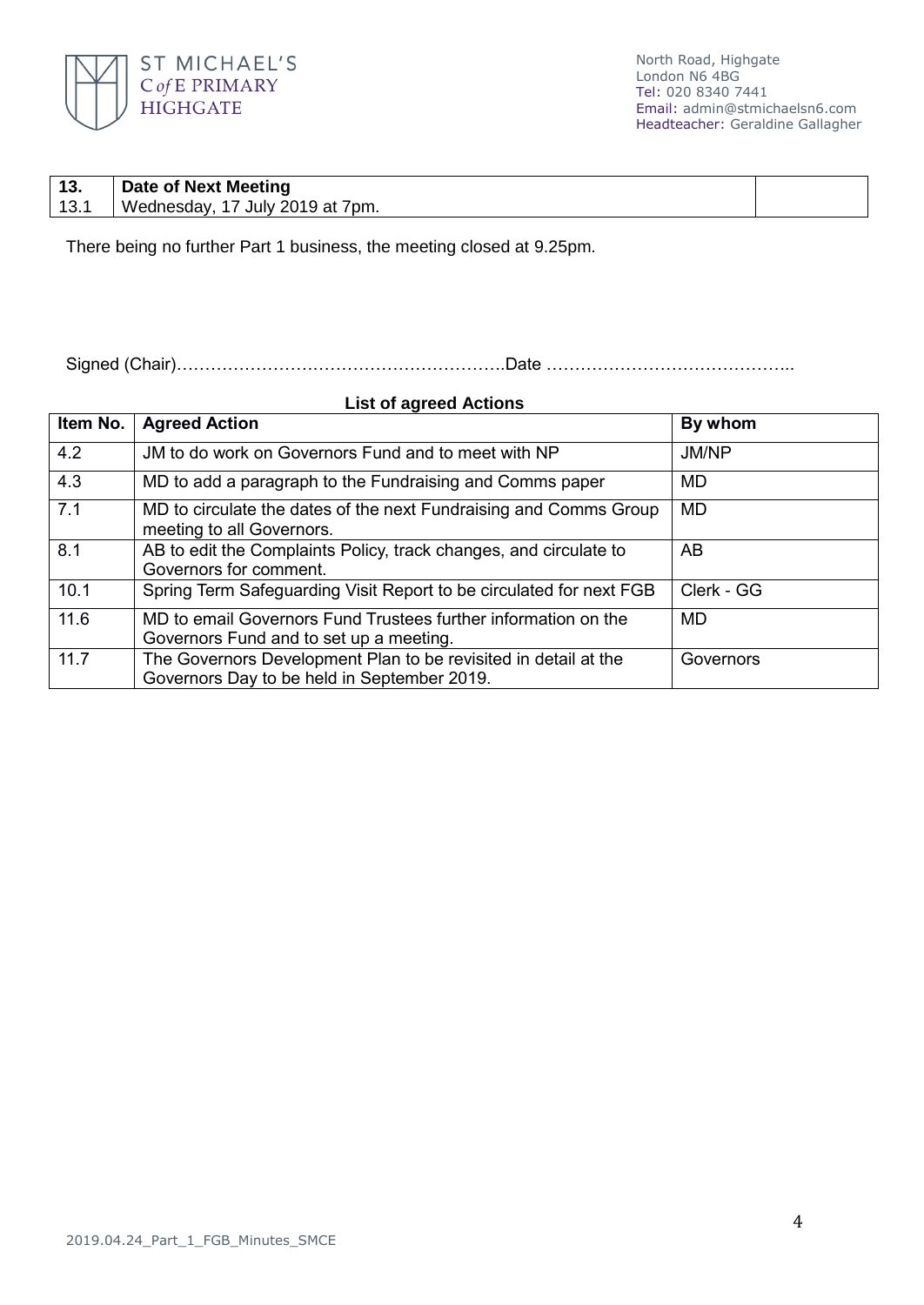| 13. | Date of Next Meeting | |
|---|---|---|
| 13.1 | Wednesday, 17 July 2019 at 7pm. | |

There being no further Part 1 business, the meeting closed at 9.25pm.

Signed (Chair)………………………………………………….Date ……………………………………..

**List of agreed Actions**

| Item No. | Agreed Action | By whom |
|---|---|---|
| 4.2 | JM to do work on Governors Fund and to meet with NP | JM/NP |
| 4.3 | MD to add a paragraph to the Fundraising and Comms paper | MD |
| 7.1 | MD to circulate the dates of the next Fundraising and Comms Group meeting to all Governors. | MD |
| 8.1 | AB to edit the Complaints Policy, track changes, and circulate to Governors for comment. | AB |
| 10.1 | Spring Term Safeguarding Visit Report to be circulated for next FGB | Clerk - GG |
| 11.6 | MD to email Governors Fund Trustees further information on the Governors Fund and to set up a meeting. | MD |
| 11.7 | The Governors Development Plan to be revisited in detail at the Governors Day to be held in September 2019. | Governors |